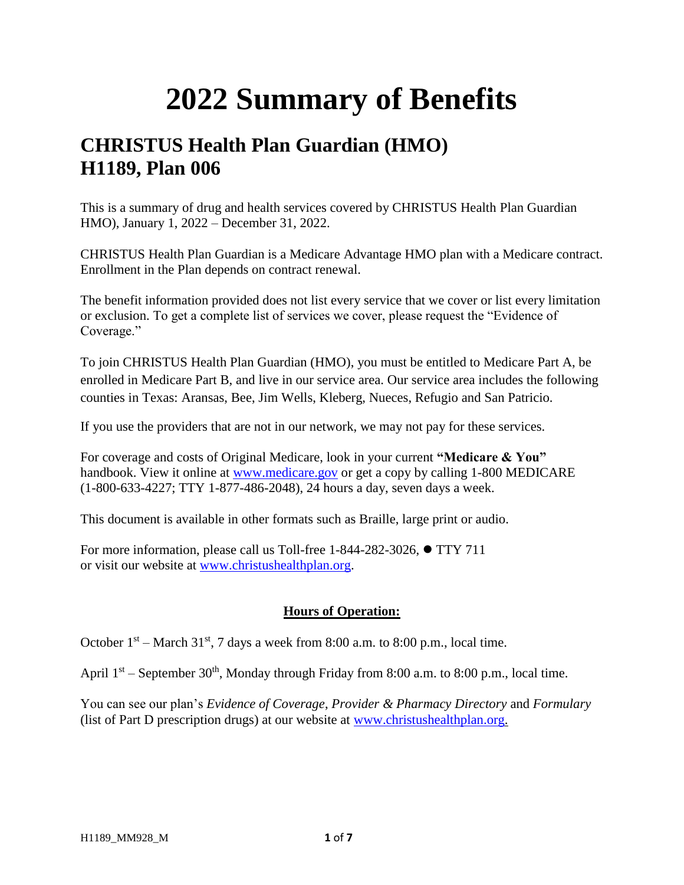# 2022 Summary of Benefits

## CHRISTUS Health Plan Guardian (HMO)
## H1189, Plan 006

This is a summary of drug and health services covered by CHRISTUS Health Plan Guardian HMO), January 1, 2022 – December 31, 2022.

CHRISTUS Health Plan Guardian is a Medicare Advantage HMO plan with a Medicare contract. Enrollment in the Plan depends on contract renewal.

The benefit information provided does not list every service that we cover or list every limitation or exclusion. To get a complete list of services we cover, please request the "Evidence of Coverage."

To join CHRISTUS Health Plan Guardian (HMO), you must be entitled to Medicare Part A, be enrolled in Medicare Part B, and live in our service area. Our service area includes the following counties in Texas: Aransas, Bee, Jim Wells, Kleberg, Nueces, Refugio and San Patricio.

If you use the providers that are not in our network, we may not pay for these services.

For coverage and costs of Original Medicare, look in your current **"Medicare & You"** handbook. View it online at www.medicare.gov or get a copy by calling 1-800 MEDICARE (1-800-633-4227; TTY 1-877-486-2048), 24 hours a day, seven days a week.

This document is available in other formats such as Braille, large print or audio.

For more information, please call us Toll-free 1-844-282-3026, ● TTY 711 or visit our website at www.christushealthplan.org.

**Hours of Operation:**

October 1st – March 31st, 7 days a week from 8:00 a.m. to 8:00 p.m., local time.

April 1st – September 30th, Monday through Friday from 8:00 a.m. to 8:00 p.m., local time.

You can see our plan's *Evidence of Coverage*, *Provider & Pharmacy Directory* and *Formulary* (list of Part D prescription drugs) at our website at www.christushealthplan.org.

H1189_MM928_M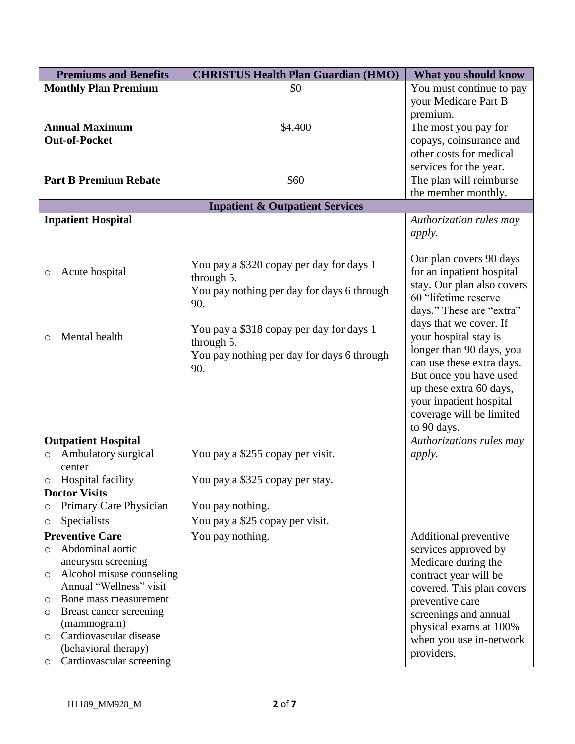| Premiums and Benefits | CHRISTUS Health Plan Guardian (HMO) | What you should know |
|---|---|---|
| **Monthly Plan Premium** | $0 | You must continue to pay your Medicare Part B premium. |
| **Annual Maximum Out-of-Pocket** | $4,400 | The most you pay for copays, coinsurance and other costs for medical services for the year. |
| **Part B Premium Rebate** | $60 | The plan will reimburse the member monthly. |
| **Inpatient & Outpatient Services** | | |
| **Inpatient Hospital**<br>○ Acute hospital<br>○ Mental health | You pay a $320 copay per day for days 1 through 5.<br>You pay nothing per day for days 6 through 90.<br><br>You pay a $318 copay per day for days 1 through 5.<br>You pay nothing per day for days 6 through 90. | *Authorization rules may apply.*<br><br>Our plan covers 90 days for an inpatient hospital stay. Our plan also covers 60 "lifetime reserve days." These are "extra" days that we cover. If your hospital stay is longer than 90 days, you can use these extra days. But once you have used up these extra 60 days, your inpatient hospital coverage will be limited to 90 days. |
| **Outpatient Hospital**<br>○ Ambulatory surgical center<br>○ Hospital facility | You pay a $255 copay per visit.<br>You pay a $325 copay per stay. | *Authorizations rules may apply.* |
| **Doctor Visits**<br>○ Primary Care Physician<br>○ Specialists | You pay nothing.<br>You pay a $25 copay per visit. | |
| **Preventive Care**<br>○ Abdominal aortic aneurysm screening<br>○ Alcohol misuse counseling Annual "Wellness" visit<br>○ Bone mass measurement<br>○ Breast cancer screening (mammogram)<br>○ Cardiovascular disease (behavioral therapy)<br>○ Cardiovascular screening | You pay nothing. | Additional preventive services approved by Medicare during the contract year will be covered. This plan covers preventive care screenings and annual physical exams at 100% when you use in-network providers. |

H1189_MM928_M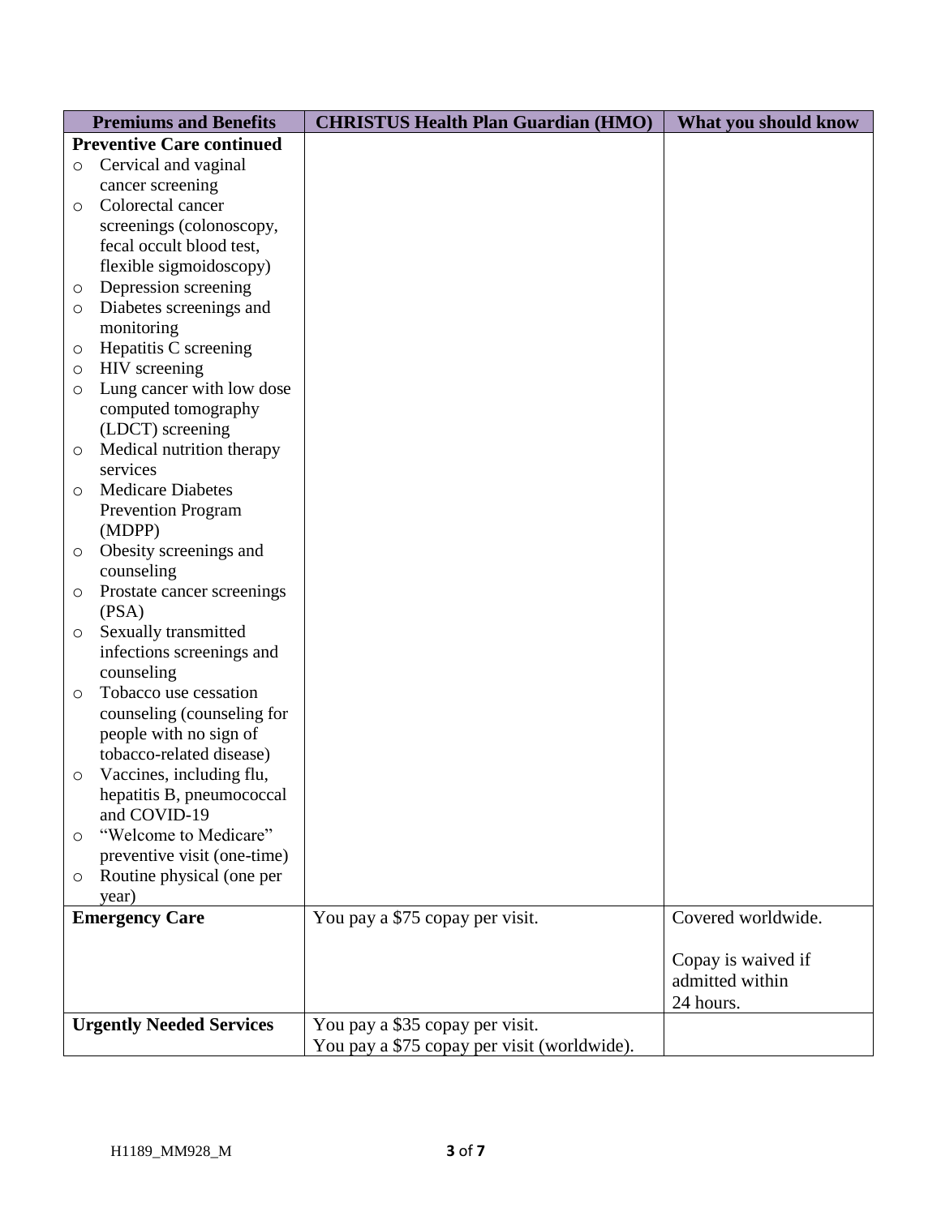| Premiums and Benefits | CHRISTUS Health Plan Guardian (HMO) | What you should know |
|---|---|---|
| **Preventive Care continued**<br>○ Cervical and vaginal cancer screening<br>○ Colorectal cancer screenings (colonoscopy, fecal occult blood test, flexible sigmoidoscopy)<br>○ Depression screening<br>○ Diabetes screenings and monitoring<br>○ Hepatitis C screening<br>○ HIV screening<br>○ Lung cancer with low dose computed tomography (LDCT) screening<br>○ Medical nutrition therapy services<br>○ Medicare Diabetes Prevention Program (MDPP)<br>○ Obesity screenings and counseling<br>○ Prostate cancer screenings (PSA)<br>○ Sexually transmitted infections screenings and counseling<br>○ Tobacco use cessation counseling (counseling for people with no sign of tobacco-related disease)<br>○ Vaccines, including flu, hepatitis B, pneumococcal and COVID-19<br>○ "Welcome to Medicare" preventive visit (one-time)<br>○ Routine physical (one per year) | | |
| **Emergency Care** | You pay a $75 copay per visit. | Covered worldwide.<br><br>Copay is waived if admitted within 24 hours. |
| **Urgently Needed Services** | You pay a $35 copay per visit.<br>You pay a $75 copay per visit (worldwide). | |

H1189_MM928_M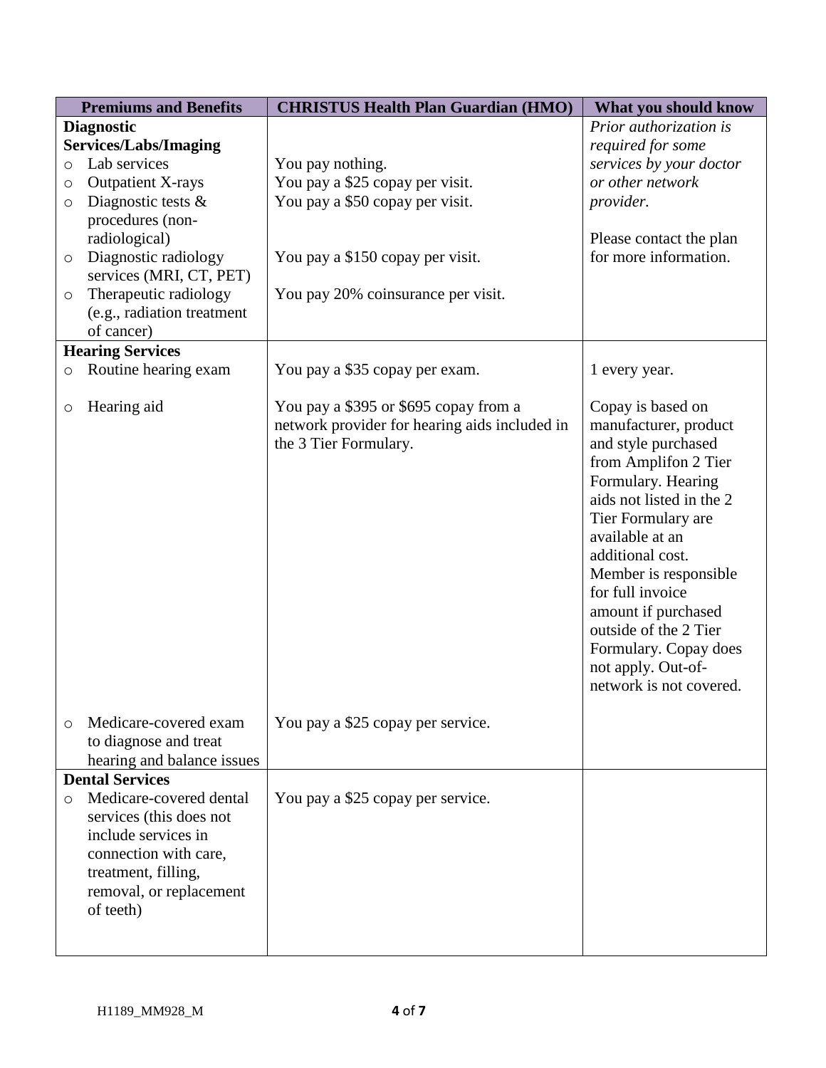| Premiums and Benefits | CHRISTUS Health Plan Guardian (HMO) | What you should know |
|---|---|---|
| **Diagnostic Services/Labs/Imaging**<br>○ Lab services<br>○ Outpatient X-rays<br>○ Diagnostic tests & procedures (non-radiological)<br>○ Diagnostic radiology services (MRI, CT, PET)<br>○ Therapeutic radiology (e.g., radiation treatment of cancer) | You pay nothing.<br>You pay a $25 copay per visit.<br>You pay a $50 copay per visit.<br>You pay a $150 copay per visit.<br>You pay 20% coinsurance per visit. | *Prior authorization is required for some services by your doctor or other network provider.*<br><br>Please contact the plan for more information. |
| **Hearing Services**<br>○ Routine hearing exam | You pay a $35 copay per exam. | 1 every year. |
| ○ Hearing aid | You pay a $395 or $695 copay from a network provider for hearing aids included in the 3 Tier Formulary. | Copay is based on manufacturer, product and style purchased from Amplifon 2 Tier Formulary. Hearing aids not listed in the 2 Tier Formulary are available at an additional cost. Member is responsible for full invoice amount if purchased outside of the 2 Tier Formulary. Copay does not apply. Out-of-network is not covered. |
| ○ Medicare-covered exam to diagnose and treat hearing and balance issues | You pay a $25 copay per service. | |
| **Dental Services**<br>○ Medicare-covered dental services (this does not include services in connection with care, treatment, filling, removal, or replacement of teeth) | You pay a $25 copay per service. | |

H1189_MM928_M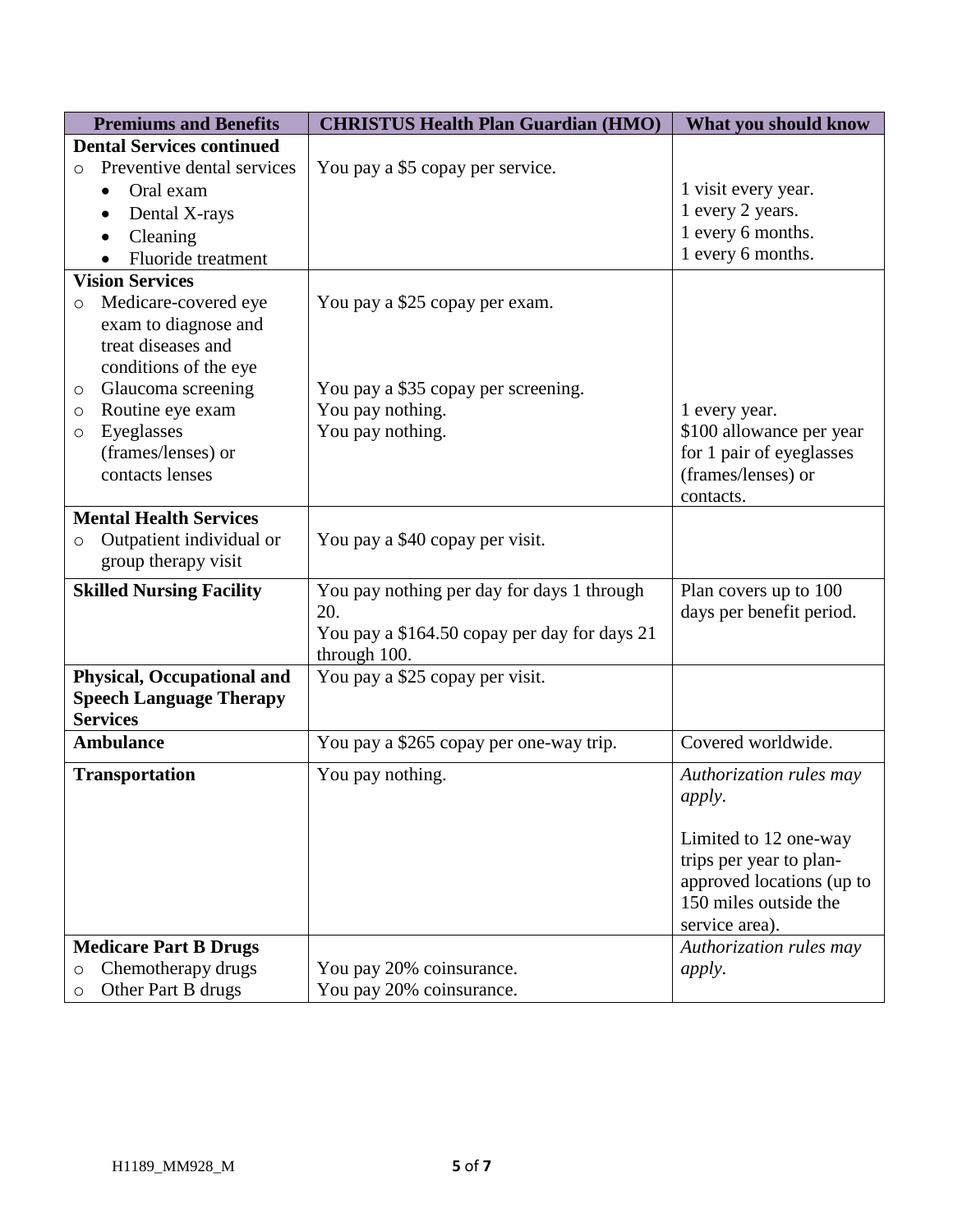| Premiums and Benefits | CHRISTUS Health Plan Guardian (HMO) | What you should know |
|---|---|---|
| **Dental Services continued**<br>○ Preventive dental services<br>• Oral exam<br>• Dental X-rays<br>• Cleaning<br>• Fluoride treatment | You pay a $5 copay per service. | <br>1 visit every year.<br>1 every 2 years.<br>1 every 6 months.<br>1 every 6 months. |
| **Vision Services**<br>○ Medicare-covered eye exam to diagnose and treat diseases and conditions of the eye<br>○ Glaucoma screening<br>○ Routine eye exam<br>○ Eyeglasses (frames/lenses) or contacts lenses | You pay a $25 copay per exam.<br><br>You pay a $35 copay per screening.<br>You pay nothing.<br>You pay nothing. | <br><br>1 every year.<br>$100 allowance per year for 1 pair of eyeglasses (frames/lenses) or contacts. |
| **Mental Health Services**<br>○ Outpatient individual or group therapy visit | You pay a $40 copay per visit. | |
| **Skilled Nursing Facility** | You pay nothing per day for days 1 through 20.<br>You pay a $164.50 copay per day for days 21 through 100. | Plan covers up to 100 days per benefit period. |
| **Physical, Occupational and Speech Language Therapy Services** | You pay a $25 copay per visit. | |
| **Ambulance** | You pay a $265 copay per one-way trip. | Covered worldwide. |
| **Transportation** | You pay nothing. | *Authorization rules may apply.*<br><br>Limited to 12 one-way trips per year to plan-approved locations (up to 150 miles outside the service area). |
| **Medicare Part B Drugs**<br>○ Chemotherapy drugs<br>○ Other Part B drugs | <br>You pay 20% coinsurance.<br>You pay 20% coinsurance. | *Authorization rules may apply.* |

H1189_MM928_M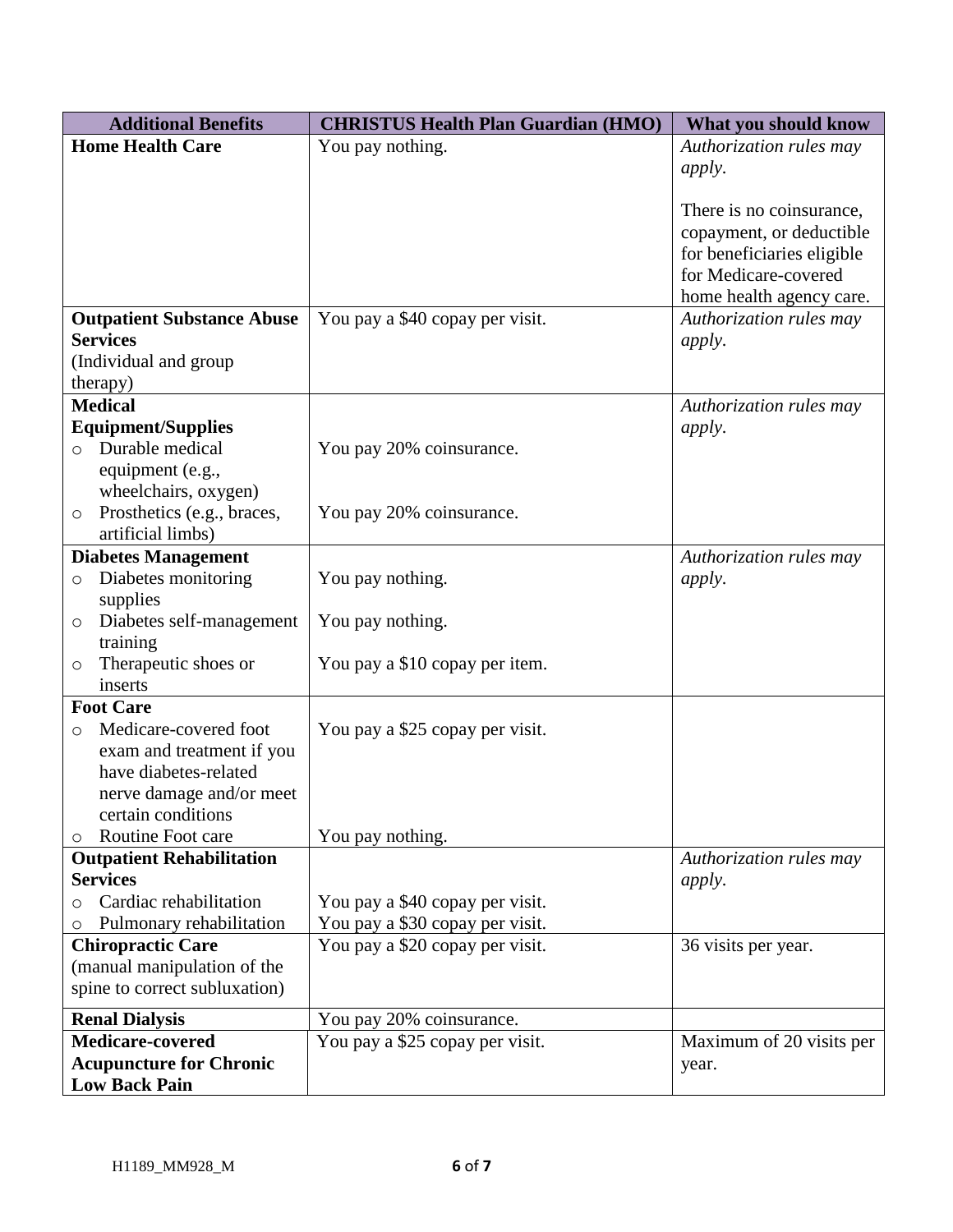| Additional Benefits | CHRISTUS Health Plan Guardian (HMO) | What you should know |
|---|---|---|
| **Home Health Care** | You pay nothing. | *Authorization rules may apply.*<br><br>There is no coinsurance, copayment, or deductible for beneficiaries eligible for Medicare-covered home health agency care. |
| **Outpatient Substance Abuse Services**<br>(Individual and group therapy) | You pay a $40 copay per visit. | *Authorization rules may apply.* |
| **Medical Equipment/Supplies**<br>○ Durable medical equipment (e.g., wheelchairs, oxygen)<br>○ Prosthetics (e.g., braces, artificial limbs) | <br>You pay 20% coinsurance.<br><br>You pay 20% coinsurance. | *Authorization rules may apply.* |
| **Diabetes Management**<br>○ Diabetes monitoring supplies<br>○ Diabetes self-management training<br>○ Therapeutic shoes or inserts | <br>You pay nothing.<br><br>You pay nothing.<br><br>You pay a $10 copay per item. | *Authorization rules may apply.* |
| **Foot Care**<br>○ Medicare-covered foot exam and treatment if you have diabetes-related nerve damage and/or meet certain conditions<br>○ Routine Foot care | <br>You pay a $25 copay per visit.<br><br>You pay nothing. | |
| **Outpatient Rehabilitation Services**<br>○ Cardiac rehabilitation<br>○ Pulmonary rehabilitation | <br>You pay a $40 copay per visit.<br>You pay a $30 copay per visit. | *Authorization rules may apply.* |
| **Chiropractic Care**<br>(manual manipulation of the spine to correct subluxation) | You pay a $20 copay per visit. | 36 visits per year. |
| **Renal Dialysis** | You pay 20% coinsurance. | |
| **Medicare-covered Acupuncture for Chronic Low Back Pain** | You pay a $25 copay per visit. | Maximum of 20 visits per year. |

H1189_MM928_M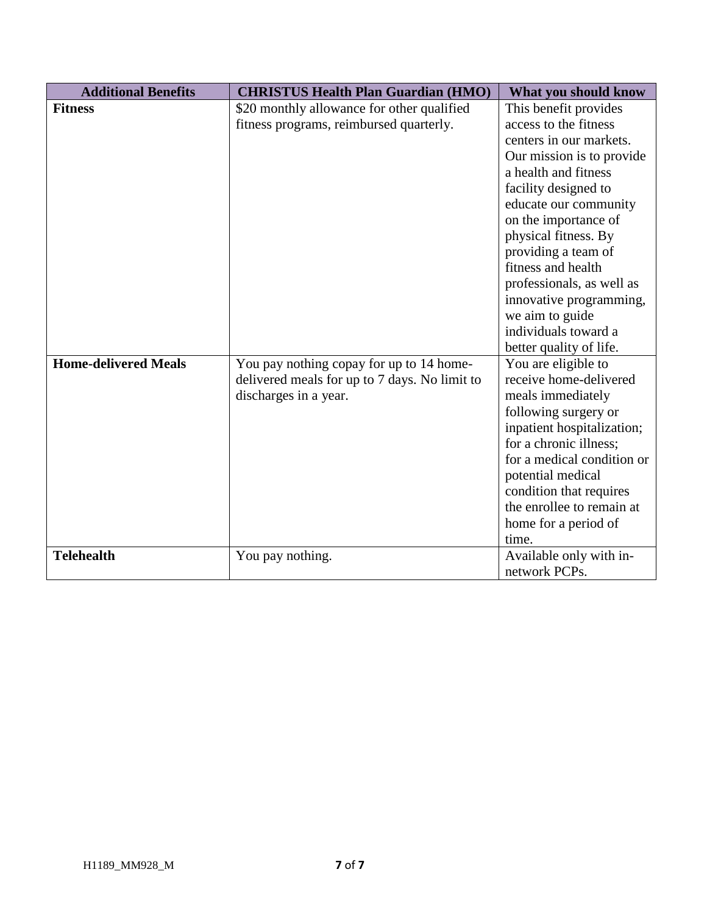| Additional Benefits | CHRISTUS Health Plan Guardian (HMO) | What you should know |
| --- | --- | --- |
| **Fitness** | $20 monthly allowance for other qualified fitness programs, reimbursed quarterly. | This benefit provides access to the fitness centers in our markets. Our mission is to provide a health and fitness facility designed to educate our community on the importance of physical fitness. By providing a team of fitness and health professionals, as well as innovative programming, we aim to guide individuals toward a better quality of life. |
| **Home-delivered Meals** | You pay nothing copay for up to 14 home-delivered meals for up to 7 days. No limit to discharges in a year. | You are eligible to receive home-delivered meals immediately following surgery or inpatient hospitalization; for a chronic illness; for a medical condition or potential medical condition that requires the enrollee to remain at home for a period of time. |
| **Telehealth** | You pay nothing. | Available only with in-network PCPs. |

H1189_MM928_M